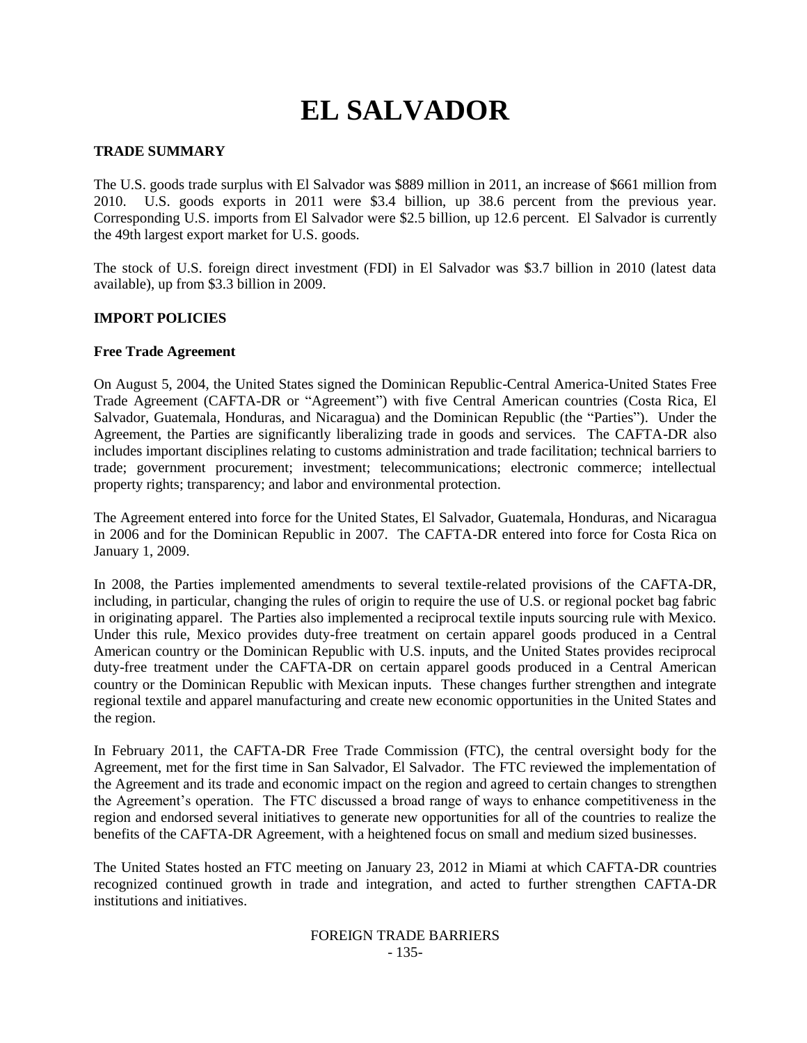# EL SALVADOR

## TRADE SUMMARY

The U.S. goods trade surplus with El Salvador was $889 million in 2011, an increase of $661 million from 2010. U.S. goods exports in 2011 were $3.4 billion, up 38.6 percent from the previous year. Corresponding U.S. imports from El Salvador were $2.5 billion, up 12.6 percent. El Salvador is currently the 49th largest export market for U.S. goods.

The stock of U.S. foreign direct investment (FDI) in El Salvador was $3.7 billion in 2010 (latest data available), up from $3.3 billion in 2009.

## IMPORT POLICIES

### Free Trade Agreement

On August 5, 2004, the United States signed the Dominican Republic-Central America-United States Free Trade Agreement (CAFTA-DR or "Agreement") with five Central American countries (Costa Rica, El Salvador, Guatemala, Honduras, and Nicaragua) and the Dominican Republic (the "Parties"). Under the Agreement, the Parties are significantly liberalizing trade in goods and services. The CAFTA-DR also includes important disciplines relating to customs administration and trade facilitation; technical barriers to trade; government procurement; investment; telecommunications; electronic commerce; intellectual property rights; transparency; and labor and environmental protection.

The Agreement entered into force for the United States, El Salvador, Guatemala, Honduras, and Nicaragua in 2006 and for the Dominican Republic in 2007. The CAFTA-DR entered into force for Costa Rica on January 1, 2009.

In 2008, the Parties implemented amendments to several textile-related provisions of the CAFTA-DR, including, in particular, changing the rules of origin to require the use of U.S. or regional pocket bag fabric in originating apparel. The Parties also implemented a reciprocal textile inputs sourcing rule with Mexico. Under this rule, Mexico provides duty-free treatment on certain apparel goods produced in a Central American country or the Dominican Republic with U.S. inputs, and the United States provides reciprocal duty-free treatment under the CAFTA-DR on certain apparel goods produced in a Central American country or the Dominican Republic with Mexican inputs. These changes further strengthen and integrate regional textile and apparel manufacturing and create new economic opportunities in the United States and the region.

In February 2011, the CAFTA-DR Free Trade Commission (FTC), the central oversight body for the Agreement, met for the first time in San Salvador, El Salvador. The FTC reviewed the implementation of the Agreement and its trade and economic impact on the region and agreed to certain changes to strengthen the Agreement's operation. The FTC discussed a broad range of ways to enhance competitiveness in the region and endorsed several initiatives to generate new opportunities for all of the countries to realize the benefits of the CAFTA-DR Agreement, with a heightened focus on small and medium sized businesses.

The United States hosted an FTC meeting on January 23, 2012 in Miami at which CAFTA-DR countries recognized continued growth in trade and integration, and acted to further strengthen CAFTA-DR institutions and initiatives.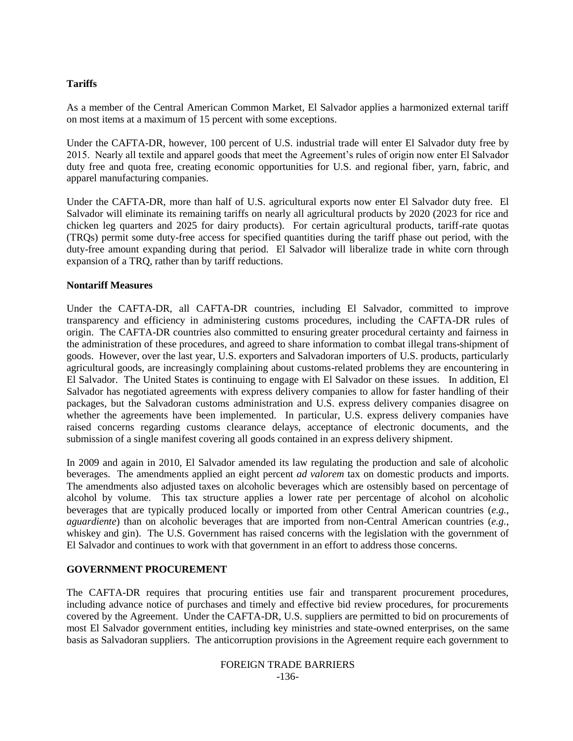**Tariffs**

As a member of the Central American Common Market, El Salvador applies a harmonized external tariff on most items at a maximum of 15 percent with some exceptions.

Under the CAFTA-DR, however, 100 percent of U.S. industrial trade will enter El Salvador duty free by 2015. Nearly all textile and apparel goods that meet the Agreement's rules of origin now enter El Salvador duty free and quota free, creating economic opportunities for U.S. and regional fiber, yarn, fabric, and apparel manufacturing companies.

Under the CAFTA-DR, more than half of U.S. agricultural exports now enter El Salvador duty free. El Salvador will eliminate its remaining tariffs on nearly all agricultural products by 2020 (2023 for rice and chicken leg quarters and 2025 for dairy products). For certain agricultural products, tariff-rate quotas (TRQs) permit some duty-free access for specified quantities during the tariff phase out period, with the duty-free amount expanding during that period. El Salvador will liberalize trade in white corn through expansion of a TRQ, rather than by tariff reductions.

**Nontariff Measures**

Under the CAFTA-DR, all CAFTA-DR countries, including El Salvador, committed to improve transparency and efficiency in administering customs procedures, including the CAFTA-DR rules of origin. The CAFTA-DR countries also committed to ensuring greater procedural certainty and fairness in the administration of these procedures, and agreed to share information to combat illegal trans-shipment of goods. However, over the last year, U.S. exporters and Salvadoran importers of U.S. products, particularly agricultural goods, are increasingly complaining about customs-related problems they are encountering in El Salvador. The United States is continuing to engage with El Salvador on these issues. In addition, El Salvador has negotiated agreements with express delivery companies to allow for faster handling of their packages, but the Salvadoran customs administration and U.S. express delivery companies disagree on whether the agreements have been implemented. In particular, U.S. express delivery companies have raised concerns regarding customs clearance delays, acceptance of electronic documents, and the submission of a single manifest covering all goods contained in an express delivery shipment.

In 2009 and again in 2010, El Salvador amended its law regulating the production and sale of alcoholic beverages. The amendments applied an eight percent *ad valorem* tax on domestic products and imports. The amendments also adjusted taxes on alcoholic beverages which are ostensibly based on percentage of alcohol by volume. This tax structure applies a lower rate per percentage of alcohol on alcoholic beverages that are typically produced locally or imported from other Central American countries (*e.g.*, *aguardiente*) than on alcoholic beverages that are imported from non-Central American countries (*e.g.*, whiskey and gin). The U.S. Government has raised concerns with the legislation with the government of El Salvador and continues to work with that government in an effort to address those concerns.

**GOVERNMENT PROCUREMENT**

The CAFTA-DR requires that procuring entities use fair and transparent procurement procedures, including advance notice of purchases and timely and effective bid review procedures, for procurements covered by the Agreement. Under the CAFTA-DR, U.S. suppliers are permitted to bid on procurements of most El Salvador government entities, including key ministries and state-owned enterprises, on the same basis as Salvadoran suppliers. The anticorruption provisions in the Agreement require each government to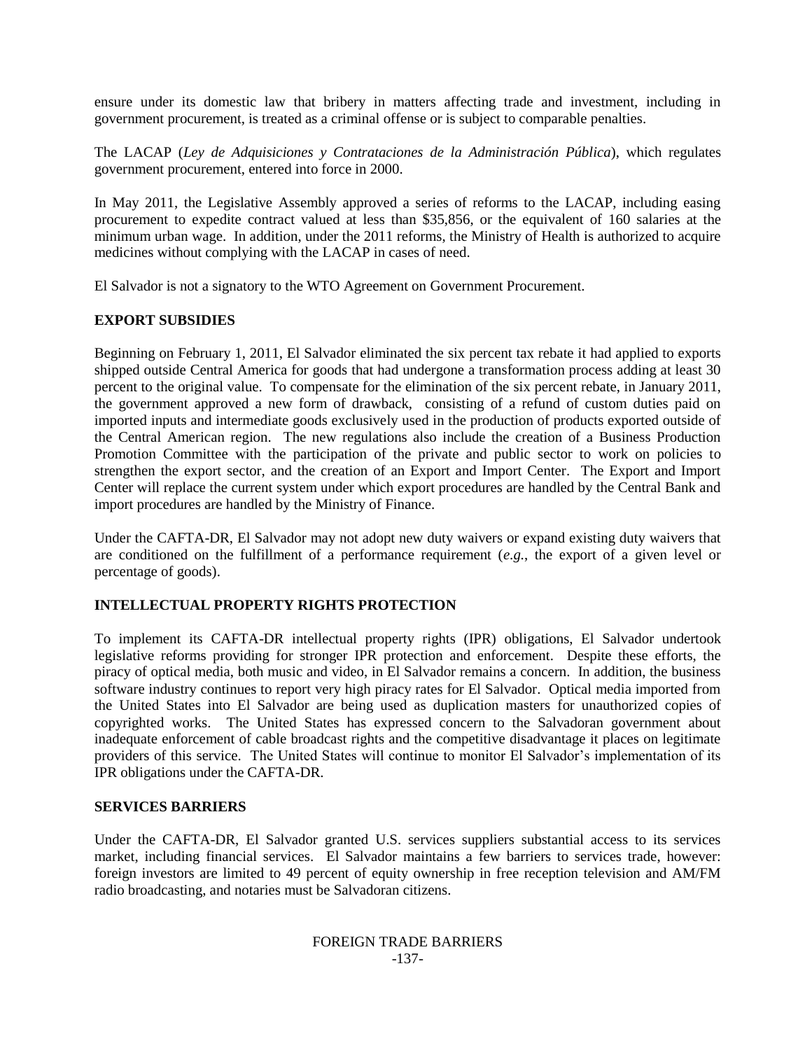ensure under its domestic law that bribery in matters affecting trade and investment, including in government procurement, is treated as a criminal offense or is subject to comparable penalties.

The LACAP (*Ley de Adquisiciones y Contrataciones de la Administración Pública*), which regulates government procurement, entered into force in 2000.

In May 2011, the Legislative Assembly approved a series of reforms to the LACAP, including easing procurement to expedite contract valued at less than $35,856, or the equivalent of 160 salaries at the minimum urban wage. In addition, under the 2011 reforms, the Ministry of Health is authorized to acquire medicines without complying with the LACAP in cases of need.

El Salvador is not a signatory to the WTO Agreement on Government Procurement.

## EXPORT SUBSIDIES

Beginning on February 1, 2011, El Salvador eliminated the six percent tax rebate it had applied to exports shipped outside Central America for goods that had undergone a transformation process adding at least 30 percent to the original value. To compensate for the elimination of the six percent rebate, in January 2011, the government approved a new form of drawback, consisting of a refund of custom duties paid on imported inputs and intermediate goods exclusively used in the production of products exported outside of the Central American region. The new regulations also include the creation of a Business Production Promotion Committee with the participation of the private and public sector to work on policies to strengthen the export sector, and the creation of an Export and Import Center. The Export and Import Center will replace the current system under which export procedures are handled by the Central Bank and import procedures are handled by the Ministry of Finance.

Under the CAFTA-DR, El Salvador may not adopt new duty waivers or expand existing duty waivers that are conditioned on the fulfillment of a performance requirement (*e.g.*, the export of a given level or percentage of goods).

## INTELLECTUAL PROPERTY RIGHTS PROTECTION

To implement its CAFTA-DR intellectual property rights (IPR) obligations, El Salvador undertook legislative reforms providing for stronger IPR protection and enforcement. Despite these efforts, the piracy of optical media, both music and video, in El Salvador remains a concern. In addition, the business software industry continues to report very high piracy rates for El Salvador. Optical media imported from the United States into El Salvador are being used as duplication masters for unauthorized copies of copyrighted works. The United States has expressed concern to the Salvadoran government about inadequate enforcement of cable broadcast rights and the competitive disadvantage it places on legitimate providers of this service. The United States will continue to monitor El Salvador's implementation of its IPR obligations under the CAFTA-DR.

## SERVICES BARRIERS

Under the CAFTA-DR, El Salvador granted U.S. services suppliers substantial access to its services market, including financial services. El Salvador maintains a few barriers to services trade, however: foreign investors are limited to 49 percent of equity ownership in free reception television and AM/FM radio broadcasting, and notaries must be Salvadoran citizens.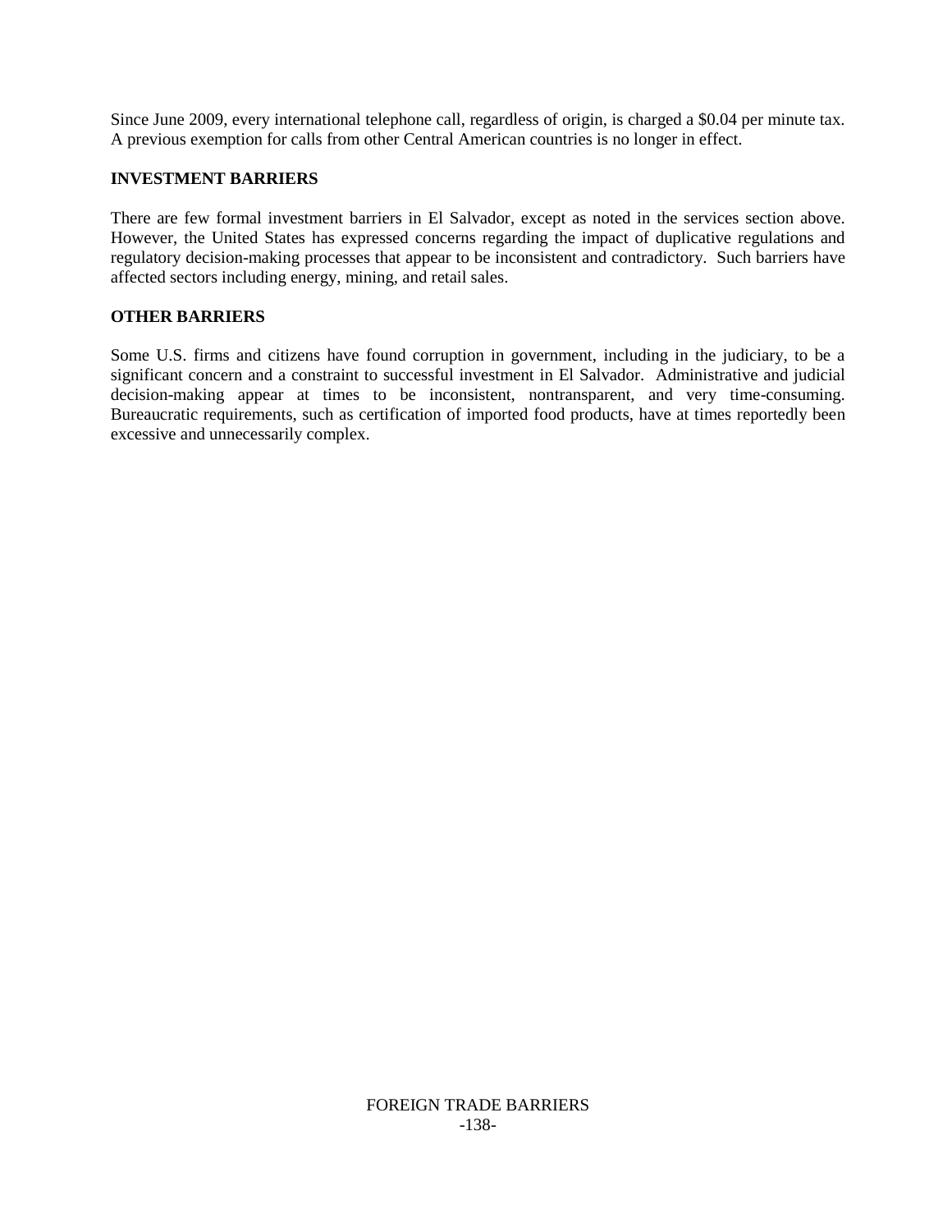Since June 2009, every international telephone call, regardless of origin, is charged a $0.04 per minute tax. A previous exemption for calls from other Central American countries is no longer in effect.

## INVESTMENT BARRIERS

There are few formal investment barriers in El Salvador, except as noted in the services section above. However, the United States has expressed concerns regarding the impact of duplicative regulations and regulatory decision-making processes that appear to be inconsistent and contradictory. Such barriers have affected sectors including energy, mining, and retail sales.

## OTHER BARRIERS

Some U.S. firms and citizens have found corruption in government, including in the judiciary, to be a significant concern and a constraint to successful investment in El Salvador. Administrative and judicial decision-making appear at times to be inconsistent, nontransparent, and very time-consuming. Bureaucratic requirements, such as certification of imported food products, have at times reportedly been excessive and unnecessarily complex.